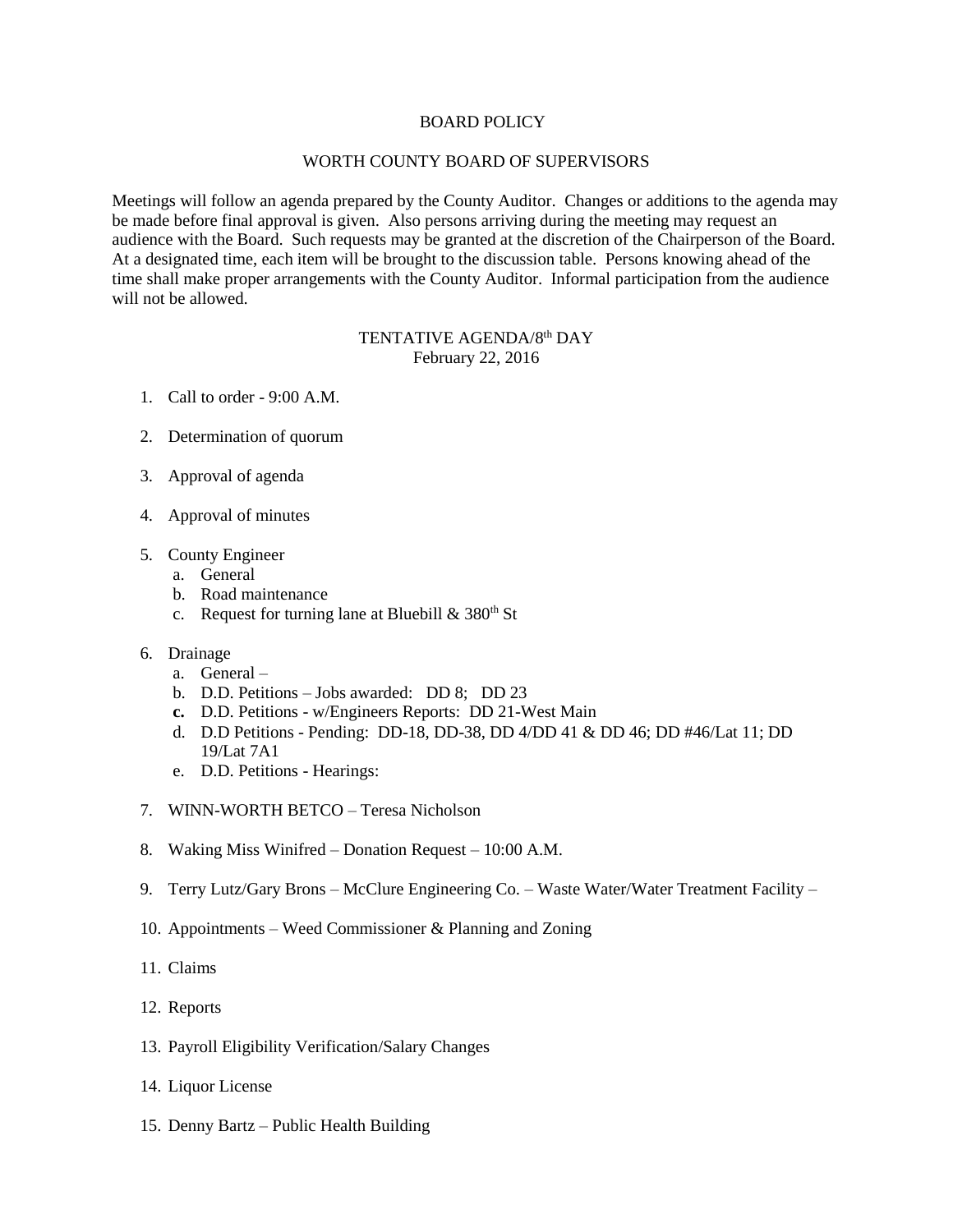# BOARD POLICY

## WORTH COUNTY BOARD OF SUPERVISORS

Meetings will follow an agenda prepared by the County Auditor. Changes or additions to the agenda may be made before final approval is given. Also persons arriving during the meeting may request an audience with the Board. Such requests may be granted at the discretion of the Chairperson of the Board. At a designated time, each item will be brought to the discussion table. Persons knowing ahead of the time shall make proper arrangements with the County Auditor. Informal participation from the audience will not be allowed.

### TENTATIVE AGENDA/8th DAY
February 22, 2016

1. Call to order - 9:00 A.M.

2. Determination of quorum

3. Approval of agenda

4. Approval of minutes

5. County Engineer
   a. General
   b. Road maintenance
   c. Request for turning lane at Bluebill & 380th St

6. Drainage
   a. General –
   b. D.D. Petitions – Jobs awarded: DD 8; DD 23
   **c.** D.D. Petitions - w/Engineers Reports: DD 21-West Main
   d. D.D Petitions - Pending: DD-18, DD-38, DD 4/DD 41 & DD 46; DD #46/Lat 11; DD 19/Lat 7A1
   e. D.D. Petitions - Hearings:

7. WINN-WORTH BETCO – Teresa Nicholson

8. Waking Miss Winifred – Donation Request – 10:00 A.M.

9. Terry Lutz/Gary Brons – McClure Engineering Co. – Waste Water/Water Treatment Facility –

10. Appointments – Weed Commissioner & Planning and Zoning

11. Claims

12. Reports

13. Payroll Eligibility Verification/Salary Changes

14. Liquor License

15. Denny Bartz – Public Health Building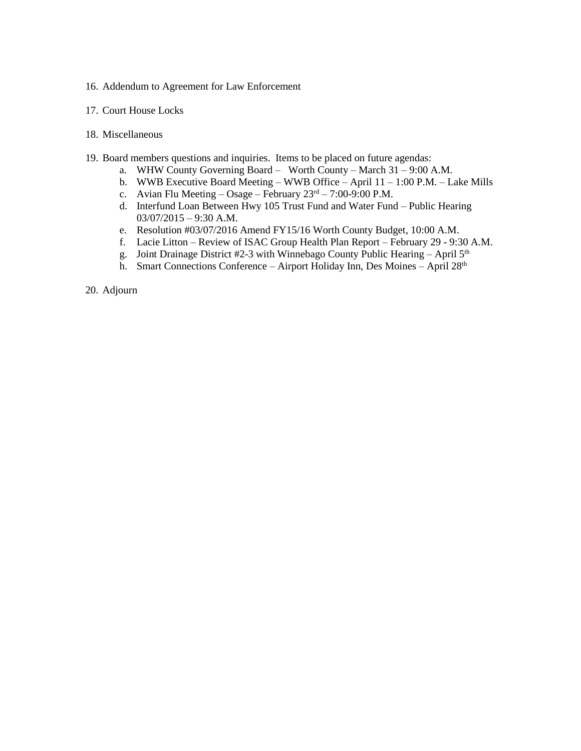16. Addendum to Agreement for Law Enforcement

17. Court House Locks

18. Miscellaneous

19. Board members questions and inquiries. Items to be placed on future agendas:
    a. WHW County Governing Board – Worth County – March 31 – 9:00 A.M.
    b. WWB Executive Board Meeting – WWB Office – April 11 – 1:00 P.M. – Lake Mills
    c. Avian Flu Meeting – Osage – February 23rd – 7:00-9:00 P.M.
    d. Interfund Loan Between Hwy 105 Trust Fund and Water Fund – Public Hearing 03/07/2015 – 9:30 A.M.
    e. Resolution #03/07/2016 Amend FY15/16 Worth County Budget, 10:00 A.M.
    f. Lacie Litton – Review of ISAC Group Health Plan Report – February 29 - 9:30 A.M.
    g. Joint Drainage District #2-3 with Winnebago County Public Hearing – April 5th
    h. Smart Connections Conference – Airport Holiday Inn, Des Moines – April 28th

20. Adjourn